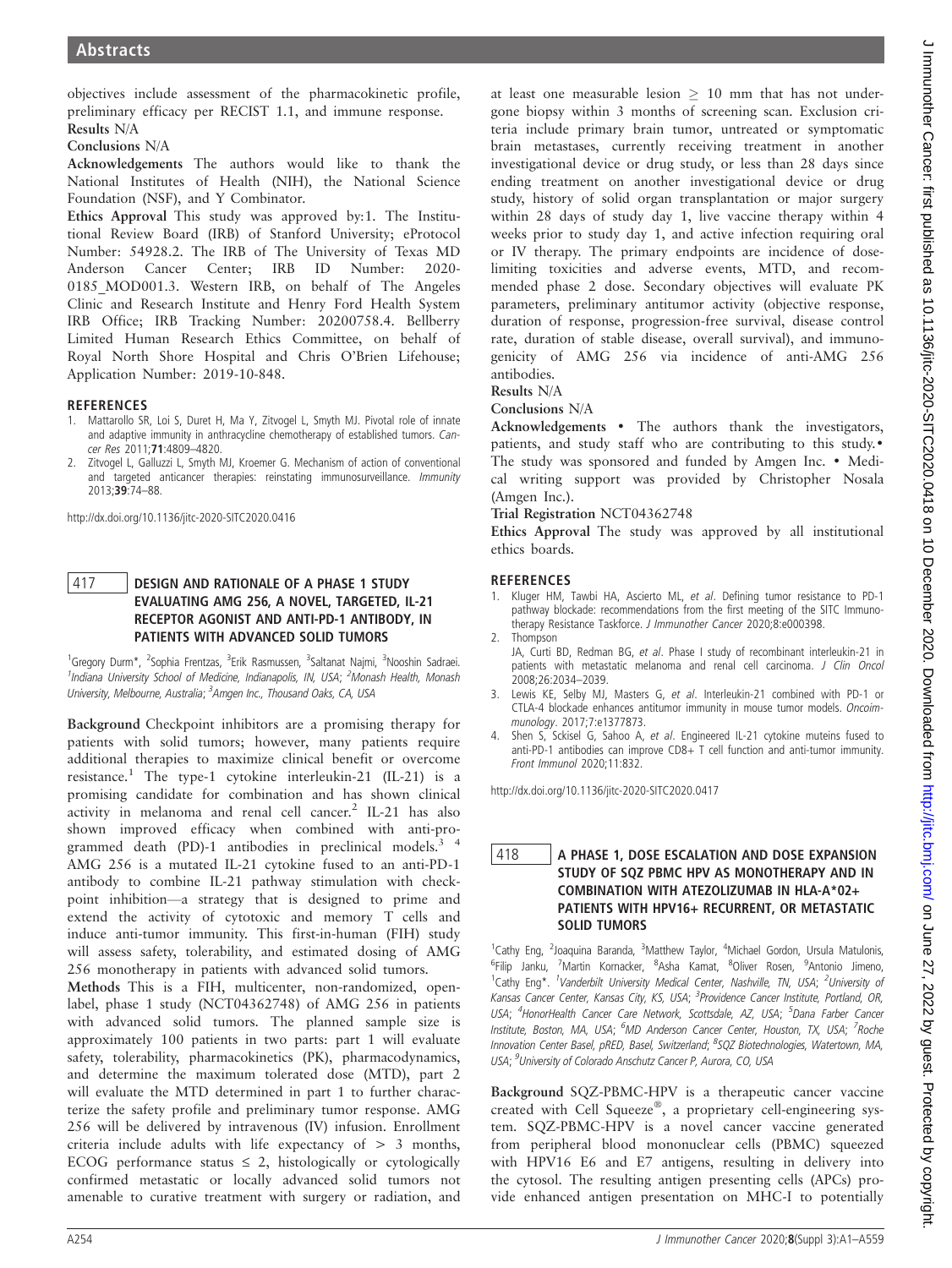objectives include assessment of the pharmacokinetic profile, preliminary efficacy per RECIST 1.1, and immune response.

**Results** N/A

**Conclusions** N/A

**Acknowledgements** The authors would like to thank the National Institutes of Health (NIH), the National Science Foundation (NSF), and Y Combinator.

**Ethics Approval** This study was approved by:1. The Institutional Review Board (IRB) of Stanford University; eProtocol Number: 54928.2. The IRB of The University of Texas MD Anderson Cancer Center; IRB ID Number: 2020-0185_MOD001.3. Western IRB, on behalf of The Angeles Clinic and Research Institute and Henry Ford Health System IRB Office; IRB Tracking Number: 20200758.4. Bellberry Limited Human Research Ethics Committee, on behalf of Royal North Shore Hospital and Chris O'Brien Lifehouse; Application Number: 2019-10-848.

### REFERENCES

1. Mattarollo SR, Loi S, Duret H, Ma Y, Zitvogel L, Smyth MJ. Pivotal role of innate and adaptive immunity in anthracycline chemotherapy of established tumors. *Cancer Res* 2011;**71**:4809–4820.
2. Zitvogel L, Galluzzi L, Smyth MJ, Kroemer G. Mechanism of action of conventional and targeted anticancer therapies: reinstating immunosurveillance. *Immunity* 2013;**39**:74–88.

http://dx.doi.org/10.1136/jitc-2020-SITC2020.0416

## 417 DESIGN AND RATIONALE OF A PHASE 1 STUDY EVALUATING AMG 256, A NOVEL, TARGETED, IL-21 RECEPTOR AGONIST AND ANTI-PD-1 ANTIBODY, IN PATIENTS WITH ADVANCED SOLID TUMORS

[1]Gregory Durm*, [2]Sophia Frentzas, [3]Erik Rasmussen, [3]Saltanat Najmi, [3]Nooshin Sadraei. [1]*Indiana University School of Medicine, Indianapolis, IN, USA*; [2]*Monash Health, Monash University, Melbourne, Australia*; [3]*Amgen Inc., Thousand Oaks, CA, USA*

**Background** Checkpoint inhibitors are a promising therapy for patients with solid tumors; however, many patients require additional therapies to maximize clinical benefit or overcome resistance.[1] The type-1 cytokine interleukin-21 (IL-21) is a promising candidate for combination and has shown clinical activity in melanoma and renal cell cancer.[2] IL-21 has also shown improved efficacy when combined with anti-programmed death (PD)-1 antibodies in preclinical models.[3 4] AMG 256 is a mutated IL-21 cytokine fused to an anti-PD-1 antibody to combine IL-21 pathway stimulation with checkpoint inhibition—a strategy that is designed to prime and extend the activity of cytotoxic and memory T cells and induce anti-tumor immunity. This first-in-human (FIH) study will assess safety, tolerability, and estimated dosing of AMG 256 monotherapy in patients with advanced solid tumors.

**Methods** This is a FIH, multicenter, non-randomized, open-label, phase 1 study (NCT04362748) of AMG 256 in patients with advanced solid tumors. The planned sample size is approximately 100 patients in two parts: part 1 will evaluate safety, tolerability, pharmacokinetics (PK), pharmacodynamics, and determine the maximum tolerated dose (MTD), part 2 will evaluate the MTD determined in part 1 to further characterize the safety profile and preliminary tumor response. AMG 256 will be delivered by intravenous (IV) infusion. Enrollment criteria include adults with life expectancy of > 3 months, ECOG performance status ≤ 2, histologically or cytologically confirmed metastatic or locally advanced solid tumors not amenable to curative treatment with surgery or radiation, and at least one measurable lesion ≥ 10 mm that has not undergone biopsy within 3 months of screening scan. Exclusion criteria include primary brain tumor, untreated or symptomatic brain metastases, currently receiving treatment in another investigational device or drug study, or less than 28 days since ending treatment on another investigational device or drug study, history of solid organ transplantation or major surgery within 28 days of study day 1, live vaccine therapy within 4 weeks prior to study day 1, and active infection requiring oral or IV therapy. The primary endpoints are incidence of dose-limiting toxicities and adverse events, MTD, and recommended phase 2 dose. Secondary objectives will evaluate PK parameters, preliminary antitumor activity (objective response, duration of response, progression-free survival, disease control rate, duration of stable disease, overall survival), and immunogenicity of AMG 256 via incidence of anti-AMG 256 antibodies.

**Results** N/A

**Conclusions** N/A

**Acknowledgements** • The authors thank the investigators, patients, and study staff who are contributing to this study.• The study was sponsored and funded by Amgen Inc. • Medical writing support was provided by Christopher Nosala (Amgen Inc.).

**Trial Registration** NCT04362748

**Ethics Approval** The study was approved by all institutional ethics boards.

### REFERENCES

1. Kluger HM, Tawbi HA, Ascierto ML, *et al*. Defining tumor resistance to PD-1 pathway blockade: recommendations from the first meeting of the SITC Immunotherapy Resistance Taskforce. *J Immunother Cancer* 2020;8:e000398.
2. Thompson JA, Curti BD, Redman BG, *et al*. Phase I study of recombinant interleukin-21 in patients with metastatic melanoma and renal cell carcinoma. *J Clin Oncol* 2008;26:2034–2039.
3. Lewis KE, Selby MJ, Masters G, *et al*. Interleukin-21 combined with PD-1 or CTLA-4 blockade enhances antitumor immunity in mouse tumor models. *Oncoimmunology*. 2017;7:e1377873.
4. Shen S, Sckisel G, Sahoo A, *et al*. Engineered IL-21 cytokine muteins fused to anti-PD-1 antibodies can improve CD8+ T cell function and anti-tumor immunity. *Front Immunol* 2020;11:832.

http://dx.doi.org/10.1136/jitc-2020-SITC2020.0417

## 418 A PHASE 1, DOSE ESCALATION AND DOSE EXPANSION STUDY OF SQZ PBMC HPV AS MONOTHERAPY AND IN COMBINATION WITH ATEZOLIZUMAB IN HLA-A*02+ PATIENTS WITH HPV16+ RECURRENT, OR METASTATIC SOLID TUMORS

[1]Cathy Eng, [2]Joaquina Baranda, [3]Matthew Taylor, [4]Michael Gordon, Ursula Matulonis, [6]Filip Janku, [7]Martin Kornacker, [8]Asha Kamat, [8]Oliver Rosen, [9]Antonio Jimeno, [1]Cathy Eng*. [1]*Vanderbilt University Medical Center, Nashville, TN, USA*; [2]*University of Kansas Cancer Center, Kansas City, KS, USA*; [3]*Providence Cancer Institute, Portland, OR, USA*; [4]*HonorHealth Cancer Care Network, Scottsdale, AZ, USA*; [5]*Dana Farber Cancer Institute, Boston, MA, USA*; [6]*MD Anderson Cancer Center, Houston, TX, USA*; [7]*Roche Innovation Center Basel, pRED, Basel, Switzerland*; [8]*SQZ Biotechnologies, Watertown, MA, USA*; [9]*University of Colorado Anschutz Cancer P, Aurora, CO, USA*

**Background** SQZ-PBMC-HPV is a therapeutic cancer vaccine created with Cell Squeeze®, a proprietary cell-engineering system. SQZ-PBMC-HPV is a novel cancer vaccine generated from peripheral blood mononuclear cells (PBMC) squeezed with HPV16 E6 and E7 antigens, resulting in delivery into the cytosol. The resulting antigen presenting cells (APCs) provide enhanced antigen presentation on MHC-I to potentially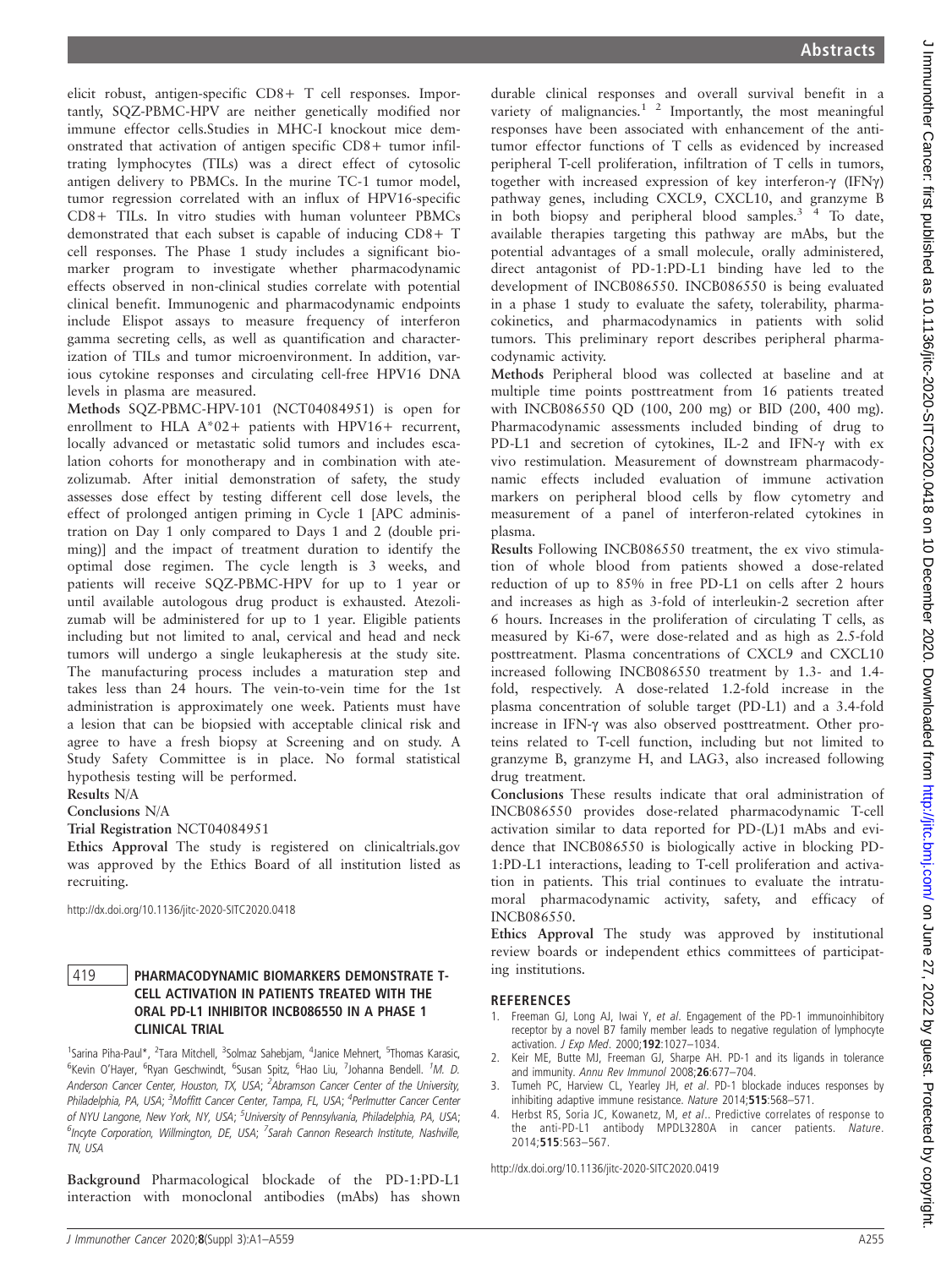elicit robust, antigen-specific CD8+ T cell responses. Importantly, SQZ-PBMC-HPV are neither genetically modified nor immune effector cells.Studies in MHC-I knockout mice demonstrated that activation of antigen specific CD8+ tumor infiltrating lymphocytes (TILs) was a direct effect of cytosolic antigen delivery to PBMCs. In the murine TC-1 tumor model, tumor regression correlated with an influx of HPV16-specific CD8+ TILs. In vitro studies with human volunteer PBMCs demonstrated that each subset is capable of inducing CD8+ T cell responses. The Phase 1 study includes a significant biomarker program to investigate whether pharmacodynamic effects observed in non-clinical studies correlate with potential clinical benefit. Immunogenic and pharmacodynamic endpoints include Elispot assays to measure frequency of interferon gamma secreting cells, as well as quantification and characterization of TILs and tumor microenvironment. In addition, various cytokine responses and circulating cell-free HPV16 DNA levels in plasma are measured.

**Methods** SQZ-PBMC-HPV-101 (NCT04084951) is open for enrollment to HLA A*02+ patients with HPV16+ recurrent, locally advanced or metastatic solid tumors and includes escalation cohorts for monotherapy and in combination with atezolizumab. After initial demonstration of safety, the study assesses dose effect by testing different cell dose levels, the effect of prolonged antigen priming in Cycle 1 [APC administration on Day 1 only compared to Days 1 and 2 (double priming)] and the impact of treatment duration to identify the optimal dose regimen. The cycle length is 3 weeks, and patients will receive SQZ-PBMC-HPV for up to 1 year or until available autologous drug product is exhausted. Atezolizumab will be administered for up to 1 year. Eligible patients including but not limited to anal, cervical and head and neck tumors will undergo a single leukapheresis at the study site. The manufacturing process includes a maturation step and takes less than 24 hours. The vein-to-vein time for the 1st administration is approximately one week. Patients must have a lesion that can be biopsied with acceptable clinical risk and agree to have a fresh biopsy at Screening and on study. A Study Safety Committee is in place. No formal statistical hypothesis testing will be performed.

**Results** N/A

**Conclusions** N/A

**Trial Registration** NCT04084951

**Ethics Approval** The study is registered on clinicaltrials.gov was approved by the Ethics Board of all institution listed as recruiting.

http://dx.doi.org/10.1136/jitc-2020-SITC2020.0418

## 419 PHARMACODYNAMIC BIOMARKERS DEMONSTRATE T-CELL ACTIVATION IN PATIENTS TREATED WITH THE ORAL PD-L1 INHIBITOR INCB086550 IN A PHASE 1 CLINICAL TRIAL

[1]Sarina Piha-Paul*, [2]Tara Mitchell, [3]Solmaz Sahebjam, [4]Janice Mehnert, [5]Thomas Karasic, [6]Kevin O'Hayer, [6]Ryan Geschwindt, [6]Susan Spitz, [6]Hao Liu, [7]Johanna Bendell. [1]*M. D. Anderson Cancer Center, Houston, TX, USA*; [2]*Abramson Cancer Center of the University, Philadelphia, PA, USA*; [3]*Moffitt Cancer Center, Tampa, FL, USA*; [4]*Perlmutter Cancer Center of NYU Langone, New York, NY, USA*; [5]*University of Pennsylvania, Philadelphia, PA, USA*; [6]*Incyte Corporation, Willmington, DE, USA*; [7]*Sarah Cannon Research Institute, Nashville, TN, USA*

**Background** Pharmacological blockade of the PD-1:PD-L1 interaction with monoclonal antibodies (mAbs) has shown durable clinical responses and overall survival benefit in a variety of malignancies.[1 2] Importantly, the most meaningful responses have been associated with enhancement of the antitumor effector functions of T cells as evidenced by increased peripheral T-cell proliferation, infiltration of T cells in tumors, together with increased expression of key interferon-γ (IFNγ) pathway genes, including CXCL9, CXCL10, and granzyme B in both biopsy and peripheral blood samples.[3 4] To date, available therapies targeting this pathway are mAbs, but the potential advantages of a small molecule, orally administered, direct antagonist of PD-1:PD-L1 binding have led to the development of INCB086550. INCB086550 is being evaluated in a phase 1 study to evaluate the safety, tolerability, pharmacokinetics, and pharmacodynamics in patients with solid tumors. This preliminary report describes peripheral pharmacodynamic activity.

**Methods** Peripheral blood was collected at baseline and at multiple time points posttreatment from 16 patients treated with INCB086550 QD (100, 200 mg) or BID (200, 400 mg). Pharmacodynamic assessments included binding of drug to PD-L1 and secretion of cytokines, IL-2 and IFN-γ with ex vivo restimulation. Measurement of downstream pharmacodynamic effects included evaluation of immune activation markers on peripheral blood cells by flow cytometry and measurement of a panel of interferon-related cytokines in plasma.

**Results** Following INCB086550 treatment, the ex vivo stimulation of whole blood from patients showed a dose-related reduction of up to 85% in free PD-L1 on cells after 2 hours and increases as high as 3-fold of interleukin-2 secretion after 6 hours. Increases in the proliferation of circulating T cells, as measured by Ki-67, were dose-related and as high as 2.5-fold posttreatment. Plasma concentrations of CXCL9 and CXCL10 increased following INCB086550 treatment by 1.3- and 1.4-fold, respectively. A dose-related 1.2-fold increase in the plasma concentration of soluble target (PD-L1) and a 3.4-fold increase in IFN-γ was also observed posttreatment. Other proteins related to T-cell function, including but not limited to granzyme B, granzyme H, and LAG3, also increased following drug treatment.

**Conclusions** These results indicate that oral administration of INCB086550 provides dose-related pharmacodynamic T-cell activation similar to data reported for PD-(L)1 mAbs and evidence that INCB086550 is biologically active in blocking PD-1:PD-L1 interactions, leading to T-cell proliferation and activation in patients. This trial continues to evaluate the intratumoral pharmacodynamic activity, safety, and efficacy of INCB086550.

**Ethics Approval** The study was approved by institutional review boards or independent ethics committees of participating institutions.

### REFERENCES

1. Freeman GJ, Long AJ, Iwai Y, *et al*. Engagement of the PD-1 immunoinhibitory receptor by a novel B7 family member leads to negative regulation of lymphocyte activation. *J Exp Med*. 2000;**192**:1027–1034.
2. Keir ME, Butte MJ, Freeman GJ, Sharpe AH. PD-1 and its ligands in tolerance and immunity. *Annu Rev Immunol* 2008;**26**:677–704.
3. Tumeh PC, Harview CL, Yearley JH, *et al*. PD-1 blockade induces responses by inhibiting adaptive immune resistance. *Nature* 2014;**515**:568–571.
4. Herbst RS, Soria JC, Kowanetz, M, *et al*.. Predictive correlates of response to the anti-PD-L1 antibody MPDL3280A in cancer patients. *Nature*. 2014;**515**:563–567.

http://dx.doi.org/10.1136/jitc-2020-SITC2020.0419